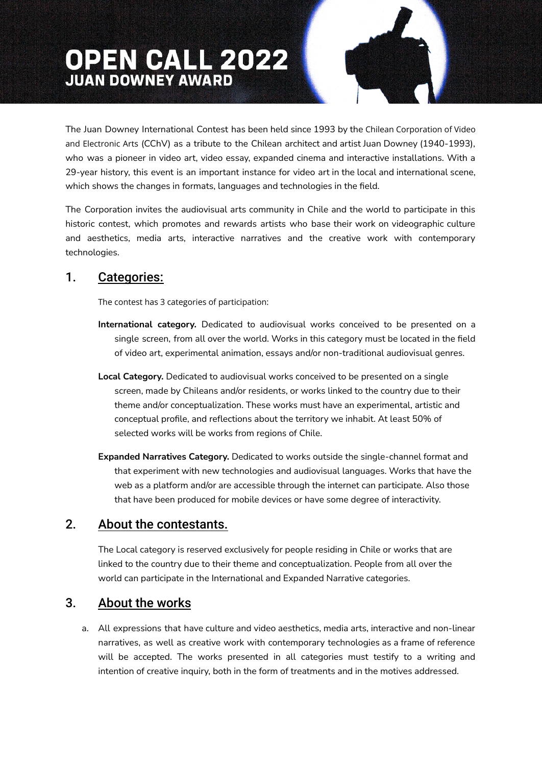# OPEN CALL 2022
## JUAN DOWNEY AWARD

The Juan Downey International Contest has been held since 1993 by the Chilean Corporation of Video and Electronic Arts (CChV) as a tribute to the Chilean architect and artist Juan Downey (1940-1993), who was a pioneer in video art, video essay, expanded cinema and interactive installations. With a 29-year history, this event is an important instance for video art in the local and international scene, which shows the changes in formats, languages and technologies in the field.

The Corporation invites the audiovisual arts community in Chile and the world to participate in this historic contest, which promotes and rewards artists who base their work on videographic culture and aesthetics, media arts, interactive narratives and the creative work with contemporary technologies.

## 1. Categories:

The contest has 3 categories of participation:

**International category.** Dedicated to audiovisual works conceived to be presented on a single screen, from all over the world. Works in this category must be located in the field of video art, experimental animation, essays and/or non-traditional audiovisual genres.

**Local Category.** Dedicated to audiovisual works conceived to be presented on a single screen, made by Chileans and/or residents, or works linked to the country due to their theme and/or conceptualization. These works must have an experimental, artistic and conceptual profile, and reflections about the territory we inhabit. At least 50% of selected works will be works from regions of Chile.

**Expanded Narratives Category.** Dedicated to works outside the single-channel format and that experiment with new technologies and audiovisual languages. Works that have the web as a platform and/or are accessible through the internet can participate. Also those that have been produced for mobile devices or have some degree of interactivity.

## 2. About the contestants.

The Local category is reserved exclusively for people residing in Chile or works that are linked to the country due to their theme and conceptualization. People from all over the world can participate in the International and Expanded Narrative categories.

## 3. About the works

a. All expressions that have culture and video aesthetics, media arts, interactive and non-linear narratives, as well as creative work with contemporary technologies as a frame of reference will be accepted. The works presented in all categories must testify to a writing and intention of creative inquiry, both in the form of treatments and in the motives addressed.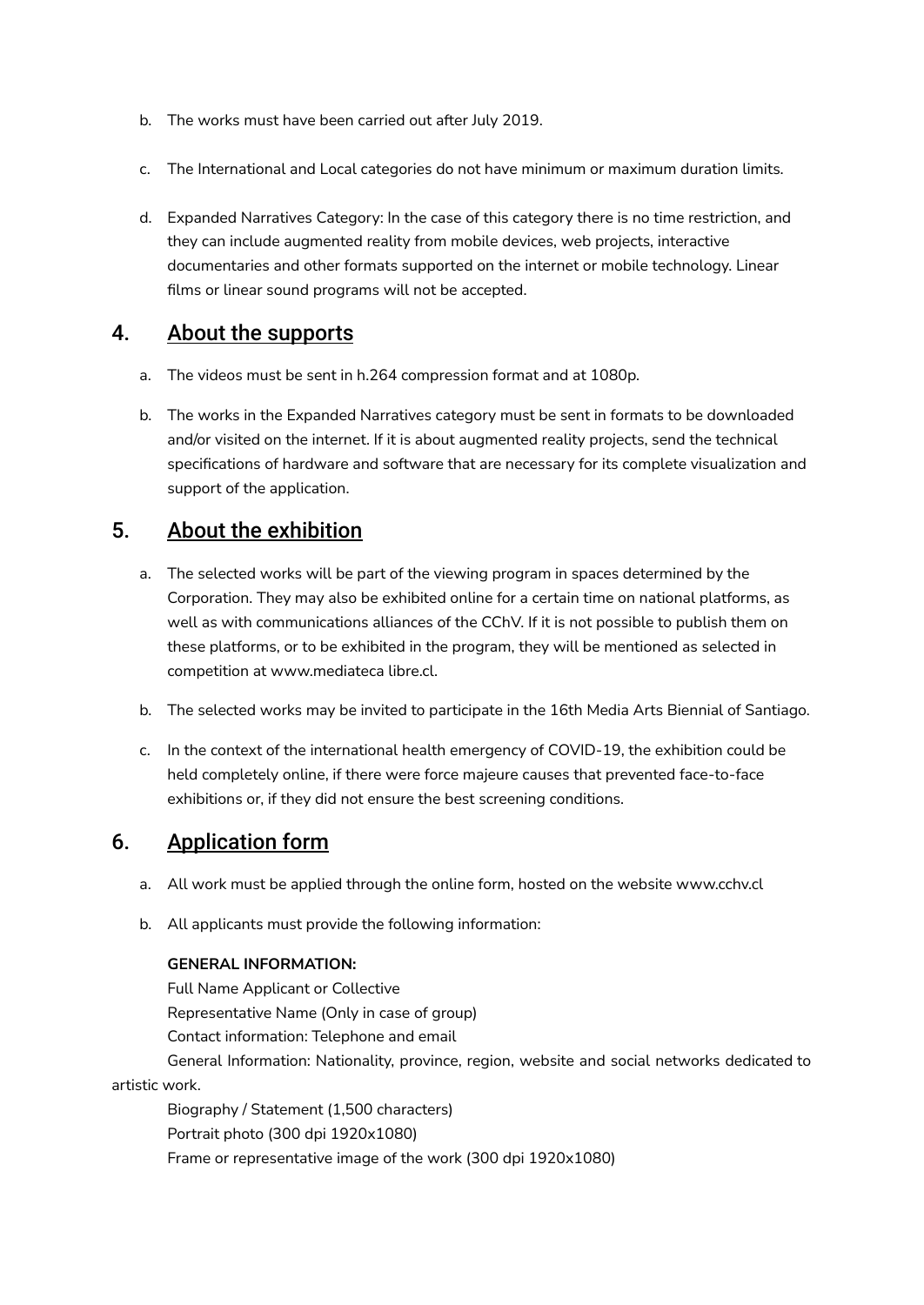b. The works must have been carried out after July 2019.

c. The International and Local categories do not have minimum or maximum duration limits.

d. Expanded Narratives Category: In the case of this category there is no time restriction, and they can include augmented reality from mobile devices, web projects, interactive documentaries and other formats supported on the internet or mobile technology. Linear films or linear sound programs will not be accepted.

## 4. About the supports

a. The videos must be sent in h.264 compression format and at 1080p.

b. The works in the Expanded Narratives category must be sent in formats to be downloaded and/or visited on the internet. If it is about augmented reality projects, send the technical specifications of hardware and software that are necessary for its complete visualization and support of the application.

## 5. About the exhibition

a. The selected works will be part of the viewing program in spaces determined by the Corporation. They may also be exhibited online for a certain time on national platforms, as well as with communications alliances of the CChV. If it is not possible to publish them on these platforms, or to be exhibited in the program, they will be mentioned as selected in competition at www.mediateca libre.cl.

b. The selected works may be invited to participate in the 16th Media Arts Biennial of Santiago.

c. In the context of the international health emergency of COVID-19, the exhibition could be held completely online, if there were force majeure causes that prevented face-to-face exhibitions or, if they did not ensure the best screening conditions.

## 6. Application form

a. All work must be applied through the online form, hosted on the website www.cchv.cl

b. All applicants must provide the following information:

**GENERAL INFORMATION:**

Full Name Applicant or Collective

Representative Name (Only in case of group)

Contact information: Telephone and email

General Information: Nationality, province, region, website and social networks dedicated to artistic work.

Biography / Statement (1,500 characters)

Portrait photo (300 dpi 1920x1080)

Frame or representative image of the work (300 dpi 1920x1080)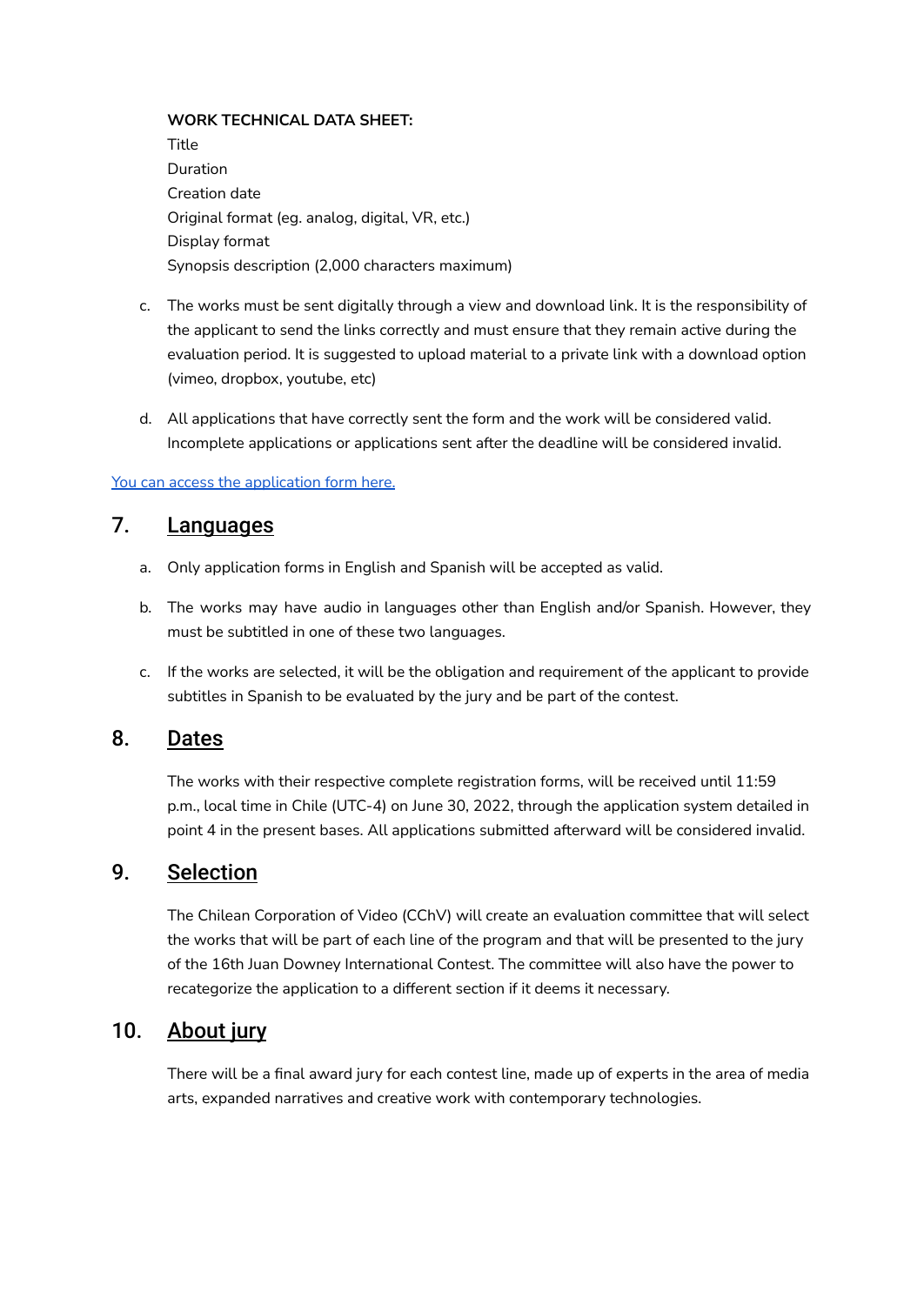**WORK TECHNICAL DATA SHEET:**
Title
Duration
Creation date
Original format (eg. analog, digital, VR, etc.)
Display format
Synopsis description (2,000 characters maximum)

c. The works must be sent digitally through a view and download link. It is the responsibility of the applicant to send the links correctly and must ensure that they remain active during the evaluation period. It is suggested to upload material to a private link with a download option (vimeo, dropbox, youtube, etc)

d. All applications that have correctly sent the form and the work will be considered valid. Incomplete applications or applications sent after the deadline will be considered invalid.

You can access the application form here.

## 7. Languages

a. Only application forms in English and Spanish will be accepted as valid.

b. The works may have audio in languages other than English and/or Spanish. However, they must be subtitled in one of these two languages.

c. If the works are selected, it will be the obligation and requirement of the applicant to provide subtitles in Spanish to be evaluated by the jury and be part of the contest.

## 8. Dates

The works with their respective complete registration forms, will be received until 11:59 p.m., local time in Chile (UTC-4) on June 30, 2022, through the application system detailed in point 4 in the present bases. All applications submitted afterward will be considered invalid.

## 9. Selection

The Chilean Corporation of Video (CChV) will create an evaluation committee that will select the works that will be part of each line of the program and that will be presented to the jury of the 16th Juan Downey International Contest. The committee will also have the power to recategorize the application to a different section if it deems it necessary.

## 10. About jury

There will be a final award jury for each contest line, made up of experts in the area of media arts, expanded narratives and creative work with contemporary technologies.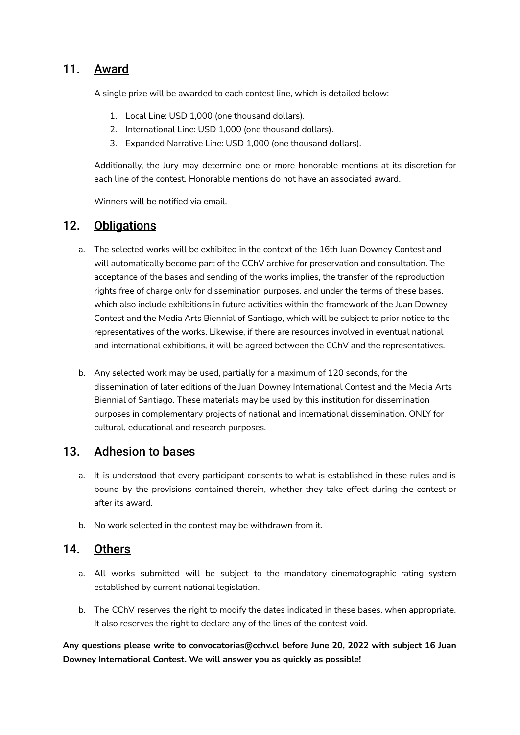## 11. Award

A single prize will be awarded to each contest line, which is detailed below:

1. Local Line: USD 1,000 (one thousand dollars).
2. International Line: USD 1,000 (one thousand dollars).
3. Expanded Narrative Line: USD 1,000 (one thousand dollars).

Additionally, the Jury may determine one or more honorable mentions at its discretion for each line of the contest. Honorable mentions do not have an associated award.

Winners will be notified via email.

## 12. Obligations

a. The selected works will be exhibited in the context of the 16th Juan Downey Contest and will automatically become part of the CChV archive for preservation and consultation. The acceptance of the bases and sending of the works implies, the transfer of the reproduction rights free of charge only for dissemination purposes, and under the terms of these bases, which also include exhibitions in future activities within the framework of the Juan Downey Contest and the Media Arts Biennial of Santiago, which will be subject to prior notice to the representatives of the works. Likewise, if there are resources involved in eventual national and international exhibitions, it will be agreed between the CChV and the representatives.

b. Any selected work may be used, partially for a maximum of 120 seconds, for the dissemination of later editions of the Juan Downey International Contest and the Media Arts Biennial of Santiago. These materials may be used by this institution for dissemination purposes in complementary projects of national and international dissemination, ONLY for cultural, educational and research purposes.

## 13. Adhesion to bases

a. It is understood that every participant consents to what is established in these rules and is bound by the provisions contained therein, whether they take effect during the contest or after its award.

b. No work selected in the contest may be withdrawn from it.

## 14. Others

a. All works submitted will be subject to the mandatory cinematographic rating system established by current national legislation.

b. The CChV reserves the right to modify the dates indicated in these bases, when appropriate. It also reserves the right to declare any of the lines of the contest void.

**Any questions please write to convocatorias@cchv.cl before June 20, 2022 with subject 16 Juan Downey International Contest. We will answer you as quickly as possible!**